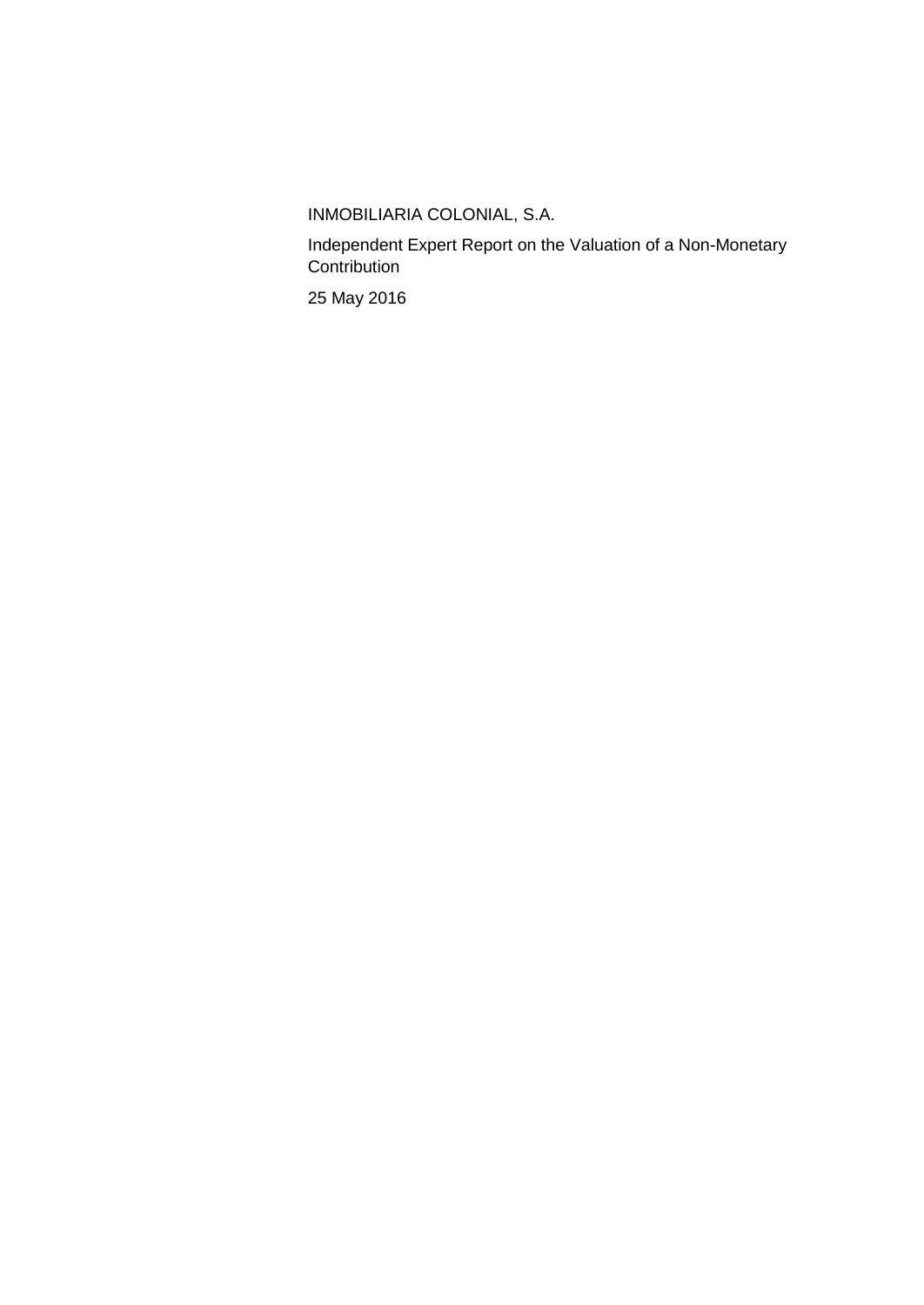INMOBILIARIA COLONIAL, S.A.

Independent Expert Report on the Valuation of a Non-Monetary Contribution

25 May 2016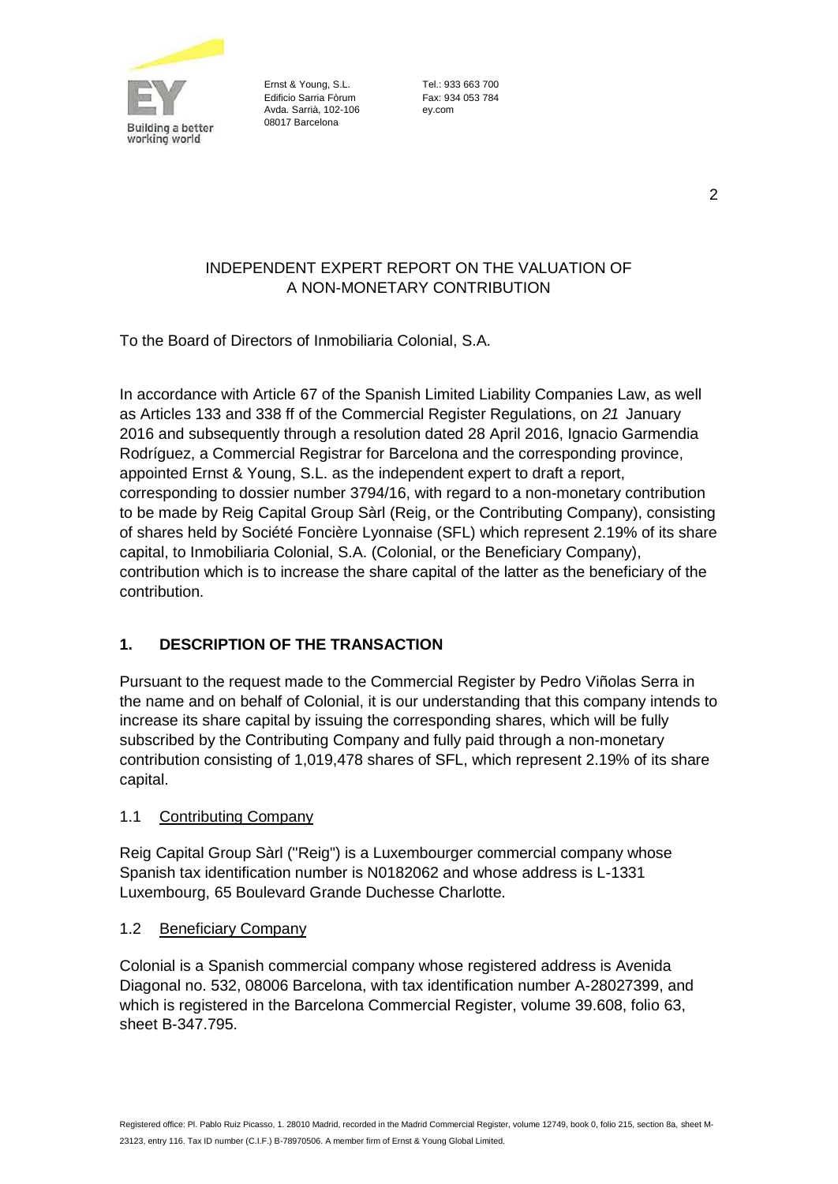# INDEPENDENT EXPERT REPORT ON THE VALUATION OF A NON-MONETARY CONTRIBUTION

To the Board of Directors of Inmobiliaria Colonial, S.A.

In accordance with Article 67 of the Spanish Limited Liability Companies Law, as well as Articles 133 and 338 ff of the Commercial Register Regulations, on *21* January 2016 and subsequently through a resolution dated 28 April 2016, Ignacio Garmendia Rodríguez, a Commercial Registrar for Barcelona and the corresponding province, appointed Ernst & Young, S.L. as the independent expert to draft a report, corresponding to dossier number 3794/16, with regard to a non-monetary contribution to be made by Reig Capital Group Sàrl (Reig, or the Contributing Company), consisting of shares held by Société Foncière Lyonnaise (SFL) which represent 2.19% of its share capital, to Inmobiliaria Colonial, S.A. (Colonial, or the Beneficiary Company), contribution which is to increase the share capital of the latter as the beneficiary of the contribution.

## 1. DESCRIPTION OF THE TRANSACTION

Pursuant to the request made to the Commercial Register by Pedro Viñolas Serra in the name and on behalf of Colonial, it is our understanding that this company intends to increase its share capital by issuing the corresponding shares, which will be fully subscribed by the Contributing Company and fully paid through a non-monetary contribution consisting of 1,019,478 shares of SFL, which represent 2.19% of its share capital.

### 1.1 Contributing Company

Reig Capital Group Sàrl ("Reig") is a Luxembourger commercial company whose Spanish tax identification number is N0182062 and whose address is L-1331 Luxembourg, 65 Boulevard Grande Duchesse Charlotte.

### 1.2 Beneficiary Company

Colonial is a Spanish commercial company whose registered address is Avenida Diagonal no. 532, 08006 Barcelona, with tax identification number A-28027399, and which is registered in the Barcelona Commercial Register, volume 39.608, folio 63, sheet B-347.795.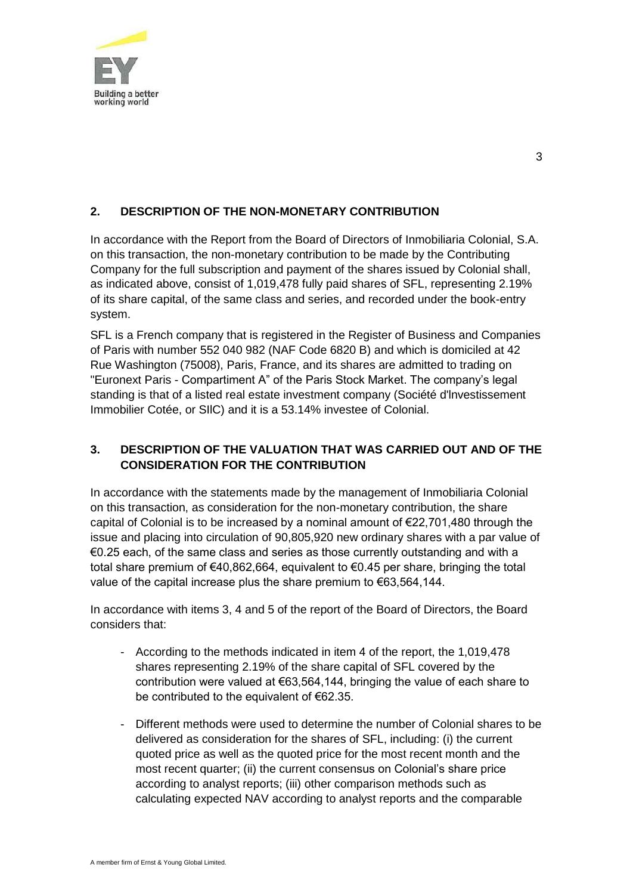## 2. DESCRIPTION OF THE NON-MONETARY CONTRIBUTION

In accordance with the Report from the Board of Directors of Inmobiliaria Colonial, S.A. on this transaction, the non-monetary contribution to be made by the Contributing Company for the full subscription and payment of the shares issued by Colonial shall, as indicated above, consist of 1,019,478 fully paid shares of SFL, representing 2.19% of its share capital, of the same class and series, and recorded under the book-entry system.

SFL is a French company that is registered in the Register of Business and Companies of Paris with number 552 040 982 (NAF Code 6820 B) and which is domiciled at 42 Rue Washington (75008), Paris, France, and its shares are admitted to trading on "Euronext Paris - Compartiment A" of the Paris Stock Market. The company's legal standing is that of a listed real estate investment company (Société d'Investissement Immobilier Cotée, or SIIC) and it is a 53.14% investee of Colonial.

## 3. DESCRIPTION OF THE VALUATION THAT WAS CARRIED OUT AND OF THE CONSIDERATION FOR THE CONTRIBUTION

In accordance with the statements made by the management of Inmobiliaria Colonial on this transaction, as consideration for the non-monetary contribution, the share capital of Colonial is to be increased by a nominal amount of €22,701,480 through the issue and placing into circulation of 90,805,920 new ordinary shares with a par value of €0.25 each, of the same class and series as those currently outstanding and with a total share premium of €40,862,664, equivalent to €0.45 per share, bringing the total value of the capital increase plus the share premium to €63,564,144.

In accordance with items 3, 4 and 5 of the report of the Board of Directors, the Board considers that:

- According to the methods indicated in item 4 of the report, the 1,019,478 shares representing 2.19% of the share capital of SFL covered by the contribution were valued at €63,564,144, bringing the value of each share to be contributed to the equivalent of €62.35.
- Different methods were used to determine the number of Colonial shares to be delivered as consideration for the shares of SFL, including: (i) the current quoted price as well as the quoted price for the most recent month and the most recent quarter; (ii) the current consensus on Colonial's share price according to analyst reports; (iii) other comparison methods such as calculating expected NAV according to analyst reports and the comparable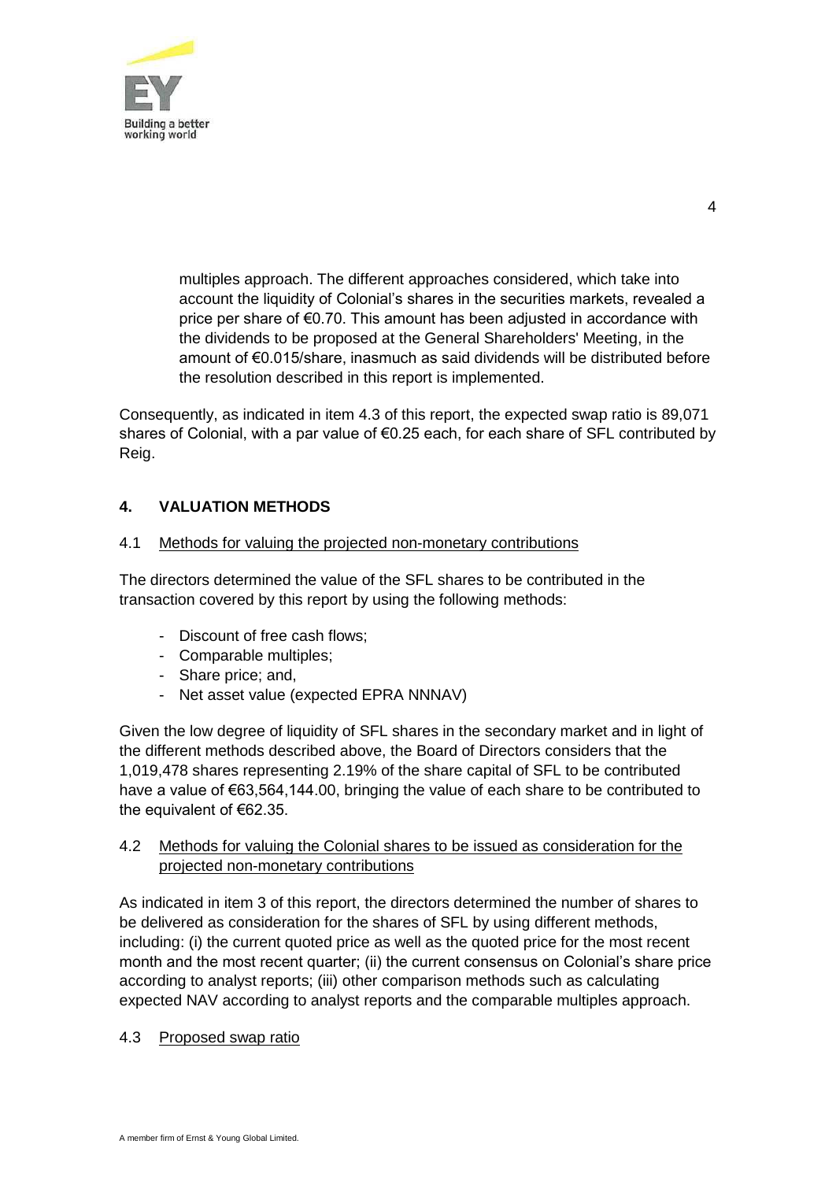multiples approach. The different approaches considered, which take into account the liquidity of Colonial's shares in the securities markets, revealed a price per share of €0.70. This amount has been adjusted in accordance with the dividends to be proposed at the General Shareholders' Meeting, in the amount of €0.015/share, inasmuch as said dividends will be distributed before the resolution described in this report is implemented.

Consequently, as indicated in item 4.3 of this report, the expected swap ratio is 89,071 shares of Colonial, with a par value of €0.25 each, for each share of SFL contributed by Reig.

## 4. VALUATION METHODS

### 4.1 Methods for valuing the projected non-monetary contributions

The directors determined the value of the SFL shares to be contributed in the transaction covered by this report by using the following methods:

- Discount of free cash flows;
- Comparable multiples;
- Share price; and,
- Net asset value (expected EPRA NNNAV)

Given the low degree of liquidity of SFL shares in the secondary market and in light of the different methods described above, the Board of Directors considers that the 1,019,478 shares representing 2.19% of the share capital of SFL to be contributed have a value of €63,564,144.00, bringing the value of each share to be contributed to the equivalent of €62.35.

### 4.2 Methods for valuing the Colonial shares to be issued as consideration for the projected non-monetary contributions

As indicated in item 3 of this report, the directors determined the number of shares to be delivered as consideration for the shares of SFL by using different methods, including: (i) the current quoted price as well as the quoted price for the most recent month and the most recent quarter; (ii) the current consensus on Colonial's share price according to analyst reports; (iii) other comparison methods such as calculating expected NAV according to analyst reports and the comparable multiples approach.

### 4.3 Proposed swap ratio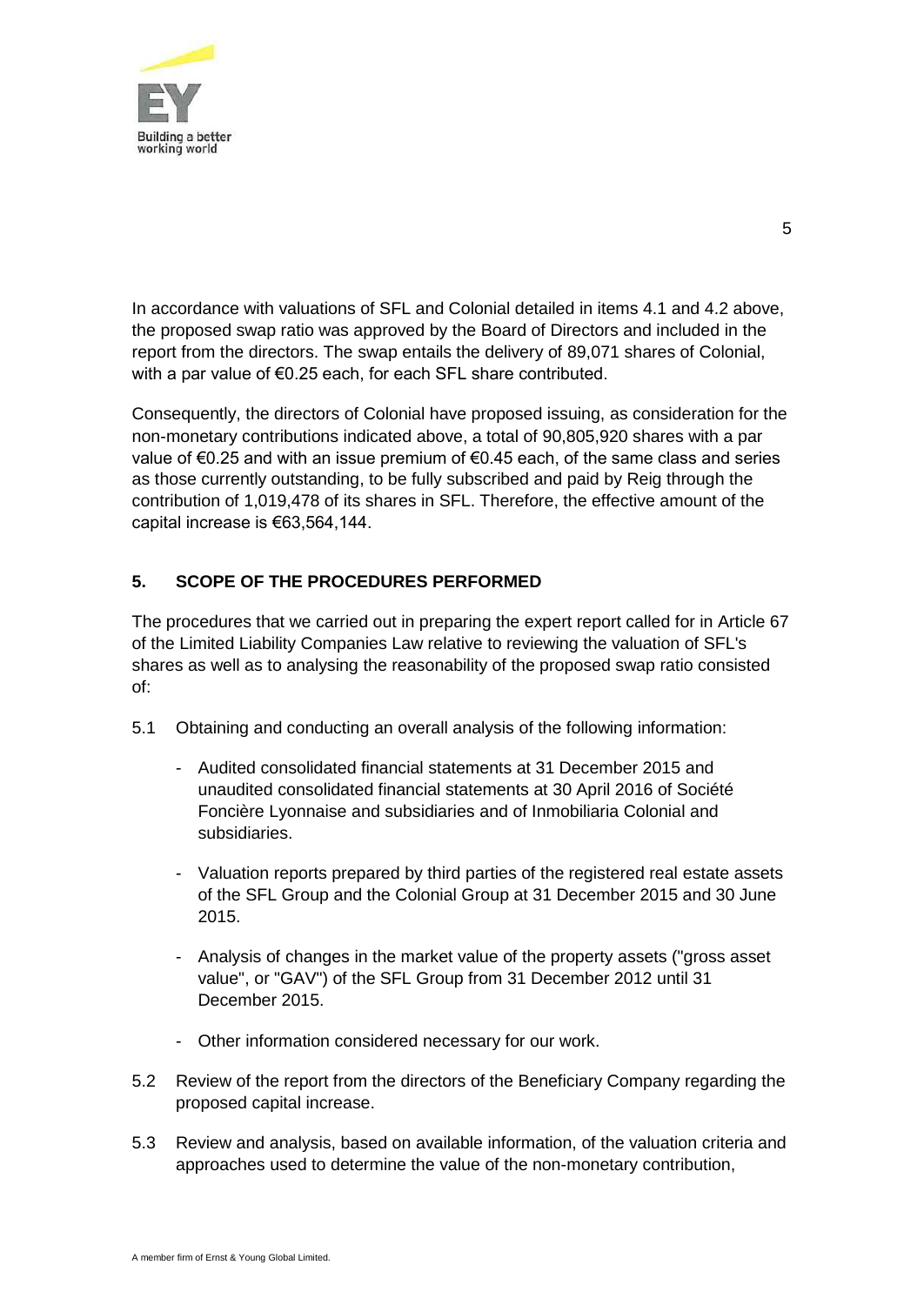In accordance with valuations of SFL and Colonial detailed in items 4.1 and 4.2 above, the proposed swap ratio was approved by the Board of Directors and included in the report from the directors. The swap entails the delivery of 89,071 shares of Colonial, with a par value of €0.25 each, for each SFL share contributed.

Consequently, the directors of Colonial have proposed issuing, as consideration for the non-monetary contributions indicated above, a total of 90,805,920 shares with a par value of €0.25 and with an issue premium of €0.45 each, of the same class and series as those currently outstanding, to be fully subscribed and paid by Reig through the contribution of 1,019,478 of its shares in SFL. Therefore, the effective amount of the capital increase is €63,564,144.

## 5. SCOPE OF THE PROCEDURES PERFORMED

The procedures that we carried out in preparing the expert report called for in Article 67 of the Limited Liability Companies Law relative to reviewing the valuation of SFL's shares as well as to analysing the reasonability of the proposed swap ratio consisted of:

5.1 Obtaining and conducting an overall analysis of the following information:

- Audited consolidated financial statements at 31 December 2015 and unaudited consolidated financial statements at 30 April 2016 of Société Foncière Lyonnaise and subsidiaries and of Inmobiliaria Colonial and subsidiaries.
- Valuation reports prepared by third parties of the registered real estate assets of the SFL Group and the Colonial Group at 31 December 2015 and 30 June 2015.
- Analysis of changes in the market value of the property assets ("gross asset value", or "GAV") of the SFL Group from 31 December 2012 until 31 December 2015.
- Other information considered necessary for our work.

5.2 Review of the report from the directors of the Beneficiary Company regarding the proposed capital increase.

5.3 Review and analysis, based on available information, of the valuation criteria and approaches used to determine the value of the non-monetary contribution,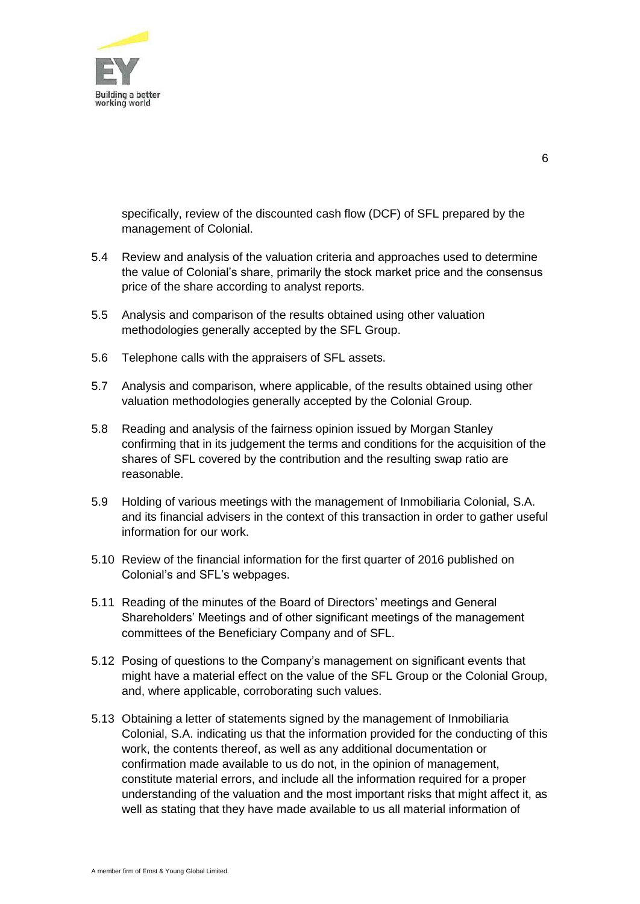specifically, review of the discounted cash flow (DCF) of SFL prepared by the management of Colonial.

5.4 Review and analysis of the valuation criteria and approaches used to determine the value of Colonial's share, primarily the stock market price and the consensus price of the share according to analyst reports.

5.5 Analysis and comparison of the results obtained using other valuation methodologies generally accepted by the SFL Group.

5.6 Telephone calls with the appraisers of SFL assets.

5.7 Analysis and comparison, where applicable, of the results obtained using other valuation methodologies generally accepted by the Colonial Group.

5.8 Reading and analysis of the fairness opinion issued by Morgan Stanley confirming that in its judgement the terms and conditions for the acquisition of the shares of SFL covered by the contribution and the resulting swap ratio are reasonable.

5.9 Holding of various meetings with the management of Inmobiliaria Colonial, S.A. and its financial advisers in the context of this transaction in order to gather useful information for our work.

5.10 Review of the financial information for the first quarter of 2016 published on Colonial's and SFL's webpages.

5.11 Reading of the minutes of the Board of Directors' meetings and General Shareholders' Meetings and of other significant meetings of the management committees of the Beneficiary Company and of SFL.

5.12 Posing of questions to the Company's management on significant events that might have a material effect on the value of the SFL Group or the Colonial Group, and, where applicable, corroborating such values.

5.13 Obtaining a letter of statements signed by the management of Inmobiliaria Colonial, S.A. indicating us that the information provided for the conducting of this work, the contents thereof, as well as any additional documentation or confirmation made available to us do not, in the opinion of management, constitute material errors, and include all the information required for a proper understanding of the valuation and the most important risks that might affect it, as well as stating that they have made available to us all material information of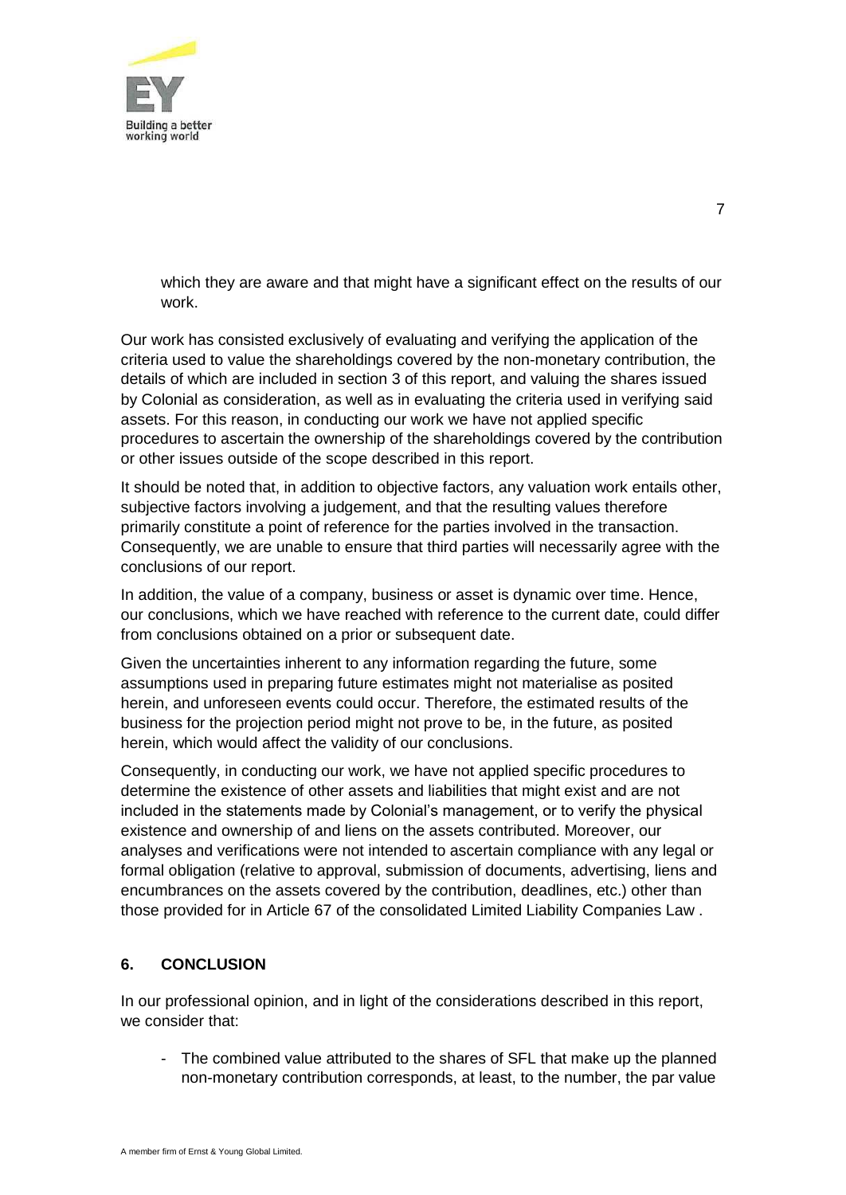which they are aware and that might have a significant effect on the results of our work.

Our work has consisted exclusively of evaluating and verifying the application of the criteria used to value the shareholdings covered by the non-monetary contribution, the details of which are included in section 3 of this report, and valuing the shares issued by Colonial as consideration, as well as in evaluating the criteria used in verifying said assets. For this reason, in conducting our work we have not applied specific procedures to ascertain the ownership of the shareholdings covered by the contribution or other issues outside of the scope described in this report.

It should be noted that, in addition to objective factors, any valuation work entails other, subjective factors involving a judgement, and that the resulting values therefore primarily constitute a point of reference for the parties involved in the transaction. Consequently, we are unable to ensure that third parties will necessarily agree with the conclusions of our report.

In addition, the value of a company, business or asset is dynamic over time. Hence, our conclusions, which we have reached with reference to the current date, could differ from conclusions obtained on a prior or subsequent date.

Given the uncertainties inherent to any information regarding the future, some assumptions used in preparing future estimates might not materialise as posited herein, and unforeseen events could occur. Therefore, the estimated results of the business for the projection period might not prove to be, in the future, as posited herein, which would affect the validity of our conclusions.

Consequently, in conducting our work, we have not applied specific procedures to determine the existence of other assets and liabilities that might exist and are not included in the statements made by Colonial's management, or to verify the physical existence and ownership of and liens on the assets contributed. Moreover, our analyses and verifications were not intended to ascertain compliance with any legal or formal obligation (relative to approval, submission of documents, advertising, liens and encumbrances on the assets covered by the contribution, deadlines, etc.) other than those provided for in Article 67 of the consolidated Limited Liability Companies Law .

## 6. CONCLUSION

In our professional opinion, and in light of the considerations described in this report, we consider that:

- The combined value attributed to the shares of SFL that make up the planned non-monetary contribution corresponds, at least, to the number, the par value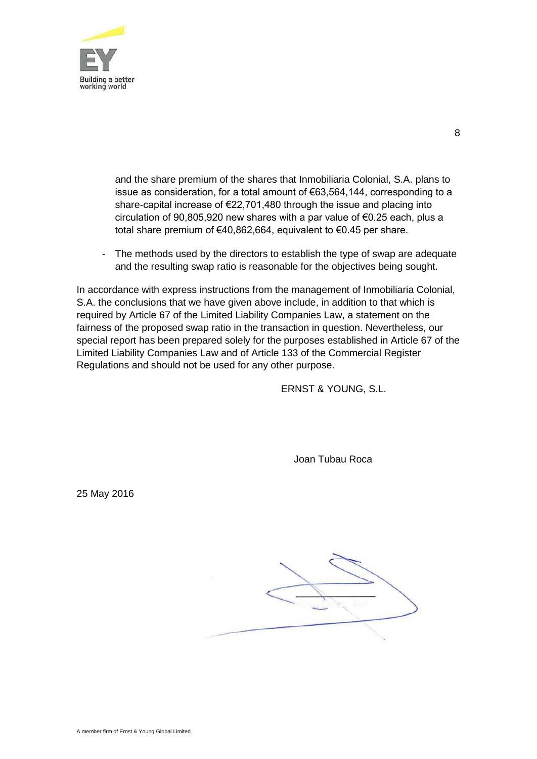and the share premium of the shares that Inmobiliaria Colonial, S.A. plans to issue as consideration, for a total amount of €63,564,144, corresponding to a share-capital increase of €22,701,480 through the issue and placing into circulation of 90,805,920 new shares with a par value of €0.25 each, plus a total share premium of €40,862,664, equivalent to €0.45 per share.

- The methods used by the directors to establish the type of swap are adequate and the resulting swap ratio is reasonable for the objectives being sought.

In accordance with express instructions from the management of Inmobiliaria Colonial, S.A. the conclusions that we have given above include, in addition to that which is required by Article 67 of the Limited Liability Companies Law, a statement on the fairness of the proposed swap ratio in the transaction in question. Nevertheless, our special report has been prepared solely for the purposes established in Article 67 of the Limited Liability Companies Law and of Article 133 of the Commercial Register Regulations and should not be used for any other purpose.

ERNST & YOUNG, S.L.

Joan Tubau Roca

25 May 2016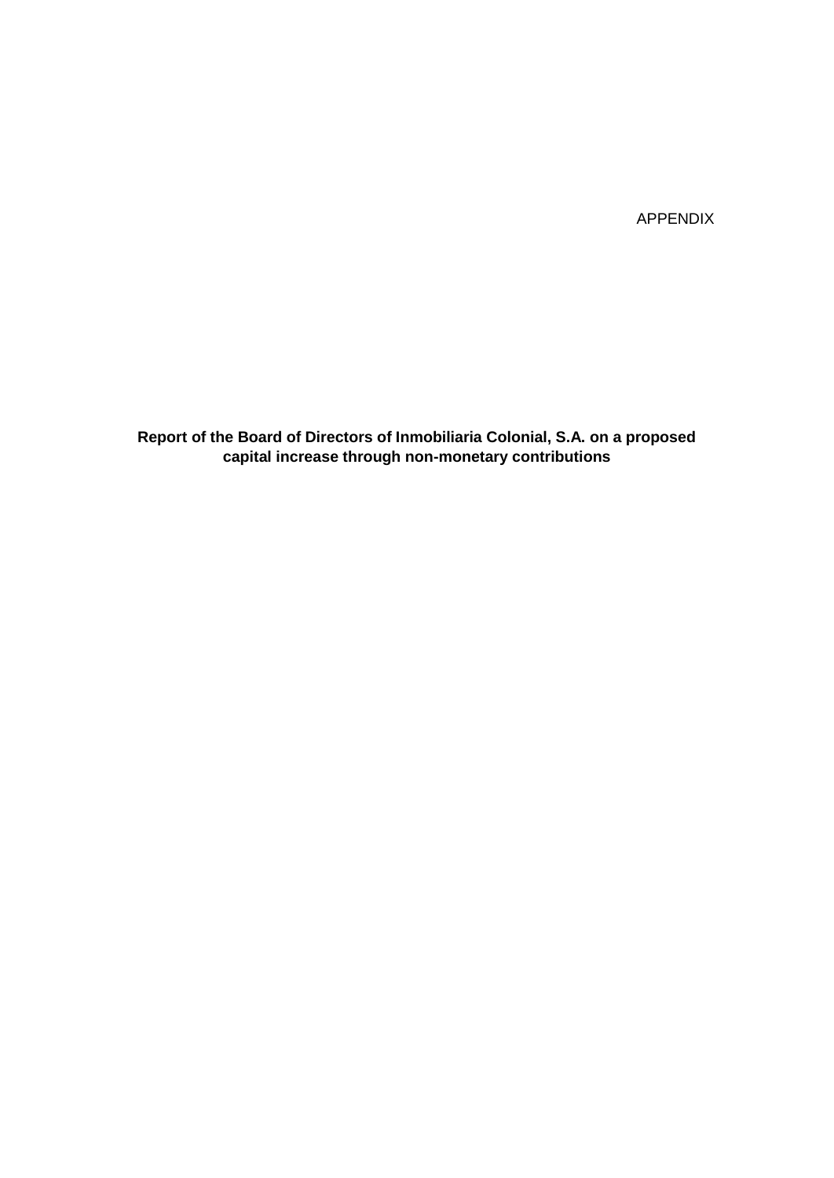APPENDIX

**Report of the Board of Directors of Inmobiliaria Colonial, S.A. on a proposed capital increase through non-monetary contributions**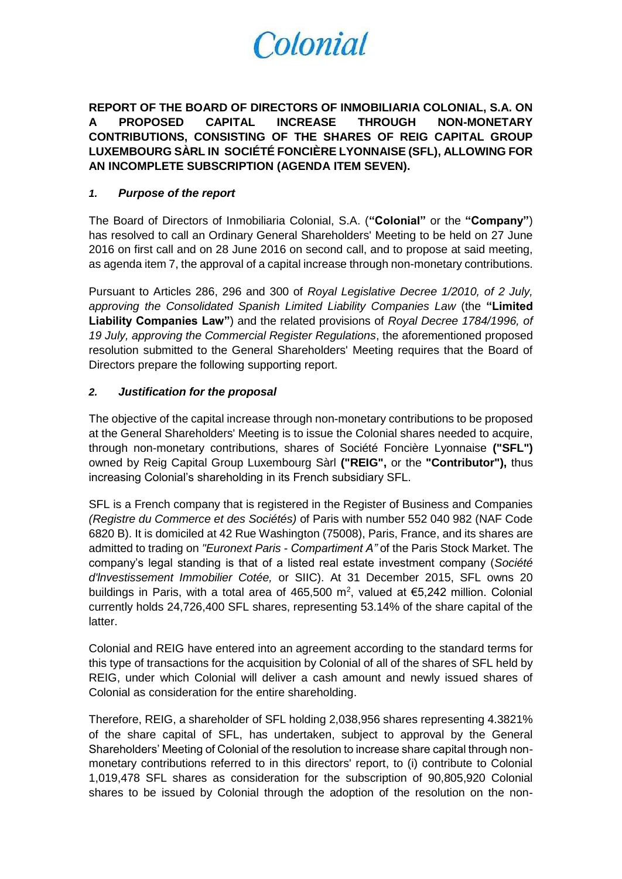**REPORT OF THE BOARD OF DIRECTORS OF INMOBILIARIA COLONIAL, S.A. ON A PROPOSED CAPITAL INCREASE THROUGH NON-MONETARY CONTRIBUTIONS, CONSISTING OF THE SHARES OF REIG CAPITAL GROUP LUXEMBOURG SÀRL IN SOCIÉTÉ FONCIÈRE LYONNAISE (SFL), ALLOWING FOR AN INCOMPLETE SUBSCRIPTION (AGENDA ITEM SEVEN).**

## *1. Purpose of the report*

The Board of Directors of Inmobiliaria Colonial, S.A. (**"Colonial"** or the **"Company"**) has resolved to call an Ordinary General Shareholders' Meeting to be held on 27 June 2016 on first call and on 28 June 2016 on second call, and to propose at said meeting, as agenda item 7, the approval of a capital increase through non-monetary contributions.

Pursuant to Articles 286, 296 and 300 of *Royal Legislative Decree 1/2010, of 2 July, approving the Consolidated Spanish Limited Liability Companies Law* (the **"Limited Liability Companies Law"**) and the related provisions of *Royal Decree 1784/1996, of 19 July, approving the Commercial Register Regulations*, the aforementioned proposed resolution submitted to the General Shareholders' Meeting requires that the Board of Directors prepare the following supporting report.

## *2. Justification for the proposal*

The objective of the capital increase through non-monetary contributions to be proposed at the General Shareholders' Meeting is to issue the Colonial shares needed to acquire, through non-monetary contributions, shares of Société Foncière Lyonnaise **("SFL")** owned by Reig Capital Group Luxembourg Sàrl **("REIG",** or the **"Contributor"),** thus increasing Colonial's shareholding in its French subsidiary SFL.

SFL is a French company that is registered in the Register of Business and Companies *(Registre du Commerce et des Sociétés)* of Paris with number 552 040 982 (NAF Code 6820 B). It is domiciled at 42 Rue Washington (75008), Paris, France, and its shares are admitted to trading on *"Euronext Paris - Compartiment A"* of the Paris Stock Market. The company's legal standing is that of a listed real estate investment company (*Société d'Investissement Immobilier Cotée,* or SIIC). At 31 December 2015, SFL owns 20 buildings in Paris, with a total area of 465,500 m$^2$, valued at €5,242 million. Colonial currently holds 24,726,400 SFL shares, representing 53.14% of the share capital of the latter.

Colonial and REIG have entered into an agreement according to the standard terms for this type of transactions for the acquisition by Colonial of all of the shares of SFL held by REIG, under which Colonial will deliver a cash amount and newly issued shares of Colonial as consideration for the entire shareholding.

Therefore, REIG, a shareholder of SFL holding 2,038,956 shares representing 4.3821% of the share capital of SFL, has undertaken, subject to approval by the General Shareholders' Meeting of Colonial of the resolution to increase share capital through non-monetary contributions referred to in this directors' report, to (i) contribute to Colonial 1,019,478 SFL shares as consideration for the subscription of 90,805,920 Colonial shares to be issued by Colonial through the adoption of the resolution on the non-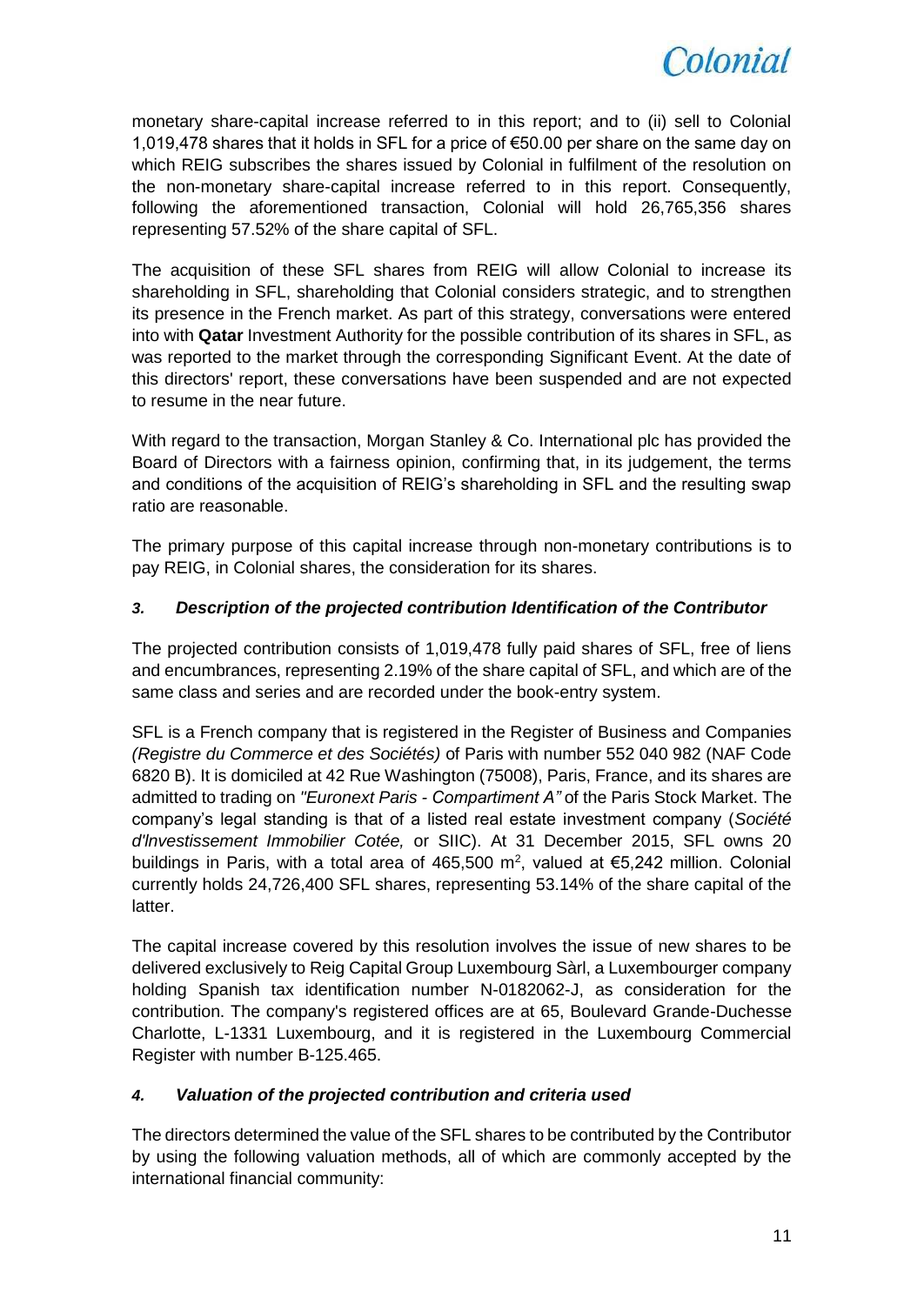monetary share-capital increase referred to in this report; and to (ii) sell to Colonial 1,019,478 shares that it holds in SFL for a price of €50.00 per share on the same day on which REIG subscribes the shares issued by Colonial in fulfilment of the resolution on the non-monetary share-capital increase referred to in this report. Consequently, following the aforementioned transaction, Colonial will hold 26,765,356 shares representing 57.52% of the share capital of SFL.

The acquisition of these SFL shares from REIG will allow Colonial to increase its shareholding in SFL, shareholding that Colonial considers strategic, and to strengthen its presence in the French market. As part of this strategy, conversations were entered into with **Qatar** Investment Authority for the possible contribution of its shares in SFL, as was reported to the market through the corresponding Significant Event. At the date of this directors' report, these conversations have been suspended and are not expected to resume in the near future.

With regard to the transaction, Morgan Stanley & Co. International plc has provided the Board of Directors with a fairness opinion, confirming that, in its judgement, the terms and conditions of the acquisition of REIG's shareholding in SFL and the resulting swap ratio are reasonable.

The primary purpose of this capital increase through non-monetary contributions is to pay REIG, in Colonial shares, the consideration for its shares.

### *3. Description of the projected contribution Identification of the Contributor*

The projected contribution consists of 1,019,478 fully paid shares of SFL, free of liens and encumbrances, representing 2.19% of the share capital of SFL, and which are of the same class and series and are recorded under the book-entry system.

SFL is a French company that is registered in the Register of Business and Companies *(Registre du Commerce et des Sociétés)* of Paris with number 552 040 982 (NAF Code 6820 B). It is domiciled at 42 Rue Washington (75008), Paris, France, and its shares are admitted to trading on *"Euronext Paris - Compartiment A"* of the Paris Stock Market. The company's legal standing is that of a listed real estate investment company (*Société d'Investissement Immobilier Cotée,* or SIIC). At 31 December 2015, SFL owns 20 buildings in Paris, with a total area of 465,500 m$^2$, valued at €5,242 million. Colonial currently holds 24,726,400 SFL shares, representing 53.14% of the share capital of the latter.

The capital increase covered by this resolution involves the issue of new shares to be delivered exclusively to Reig Capital Group Luxembourg Sàrl, a Luxembourger company holding Spanish tax identification number N-0182062-J, as consideration for the contribution. The company's registered offices are at 65, Boulevard Grande-Duchesse Charlotte, L-1331 Luxembourg, and it is registered in the Luxembourg Commercial Register with number B-125.465.

### *4. Valuation of the projected contribution and criteria used*

The directors determined the value of the SFL shares to be contributed by the Contributor by using the following valuation methods, all of which are commonly accepted by the international financial community: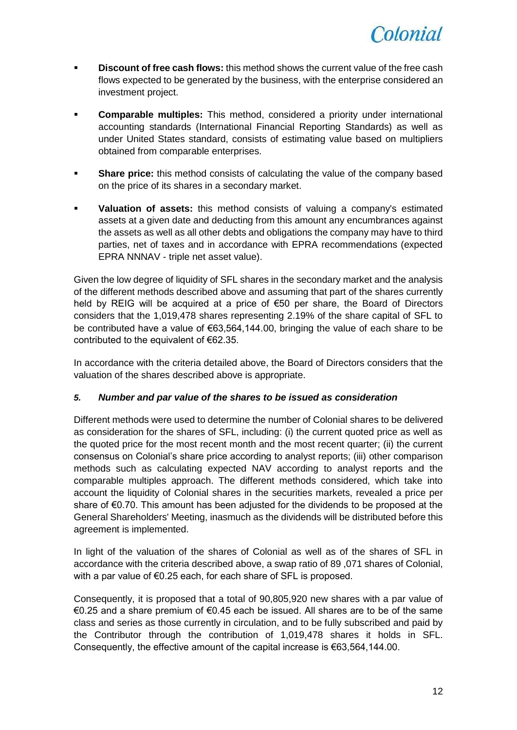- **Discount of free cash flows:** this method shows the current value of the free cash flows expected to be generated by the business, with the enterprise considered an investment project.
- **Comparable multiples:** This method, considered a priority under international accounting standards (International Financial Reporting Standards) as well as under United States standard, consists of estimating value based on multipliers obtained from comparable enterprises.
- **Share price:** this method consists of calculating the value of the company based on the price of its shares in a secondary market.
- **Valuation of assets:** this method consists of valuing a company's estimated assets at a given date and deducting from this amount any encumbrances against the assets as well as all other debts and obligations the company may have to third parties, net of taxes and in accordance with EPRA recommendations (expected EPRA NNNAV - triple net asset value).

Given the low degree of liquidity of SFL shares in the secondary market and the analysis of the different methods described above and assuming that part of the shares currently held by REIG will be acquired at a price of €50 per share, the Board of Directors considers that the 1,019,478 shares representing 2.19% of the share capital of SFL to be contributed have a value of €63,564,144.00, bringing the value of each share to be contributed to the equivalent of €62.35.

In accordance with the criteria detailed above, the Board of Directors considers that the valuation of the shares described above is appropriate.

### *5. Number and par value of the shares to be issued as consideration*

Different methods were used to determine the number of Colonial shares to be delivered as consideration for the shares of SFL, including: (i) the current quoted price as well as the quoted price for the most recent month and the most recent quarter; (ii) the current consensus on Colonial's share price according to analyst reports; (iii) other comparison methods such as calculating expected NAV according to analyst reports and the comparable multiples approach. The different methods considered, which take into account the liquidity of Colonial shares in the securities markets, revealed a price per share of €0.70. This amount has been adjusted for the dividends to be proposed at the General Shareholders' Meeting, inasmuch as the dividends will be distributed before this agreement is implemented.

In light of the valuation of the shares of Colonial as well as of the shares of SFL in accordance with the criteria described above, a swap ratio of 89 ,071 shares of Colonial, with a par value of €0.25 each, for each share of SFL is proposed.

Consequently, it is proposed that a total of 90,805,920 new shares with a par value of €0.25 and a share premium of €0.45 each be issued. All shares are to be of the same class and series as those currently in circulation, and to be fully subscribed and paid by the Contributor through the contribution of 1,019,478 shares it holds in SFL. Consequently, the effective amount of the capital increase is €63,564,144.00.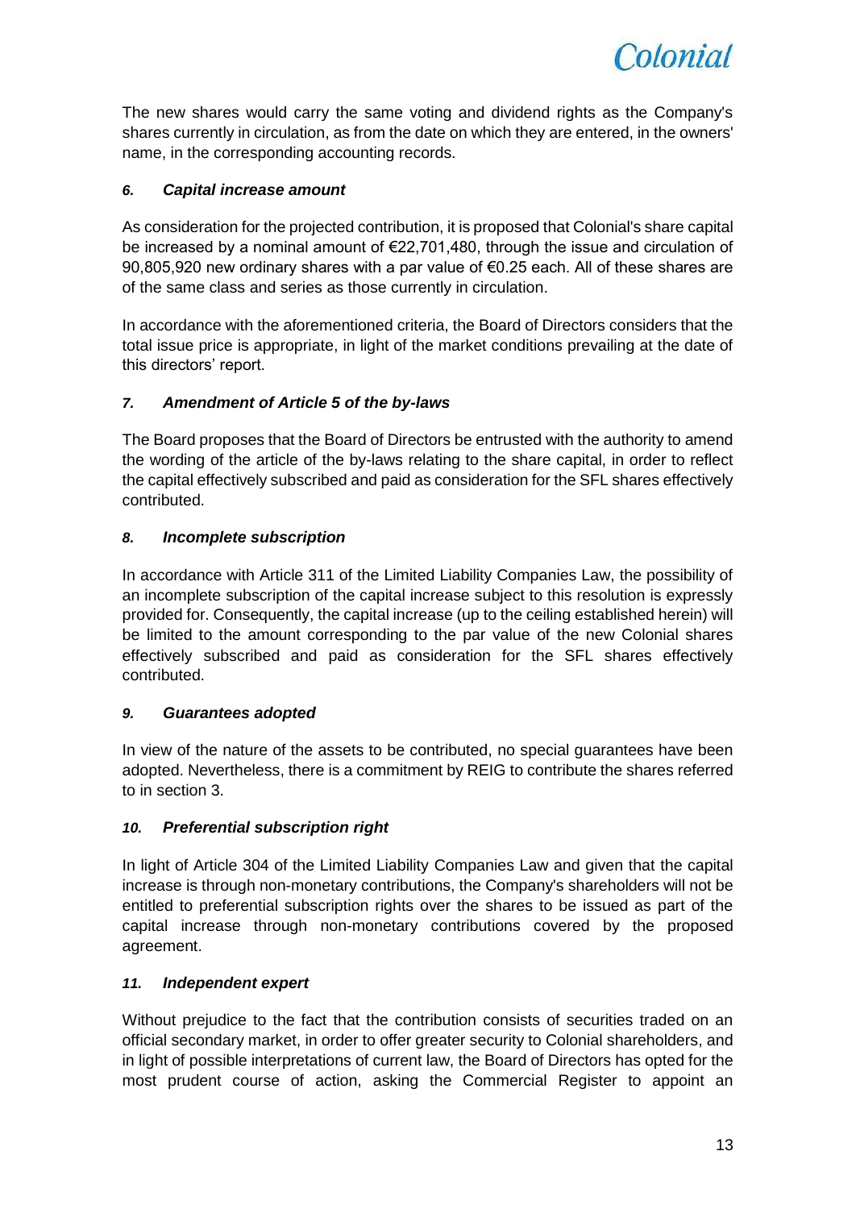The new shares would carry the same voting and dividend rights as the Company's shares currently in circulation, as from the date on which they are entered, in the owners' name, in the corresponding accounting records.

### *6. Capital increase amount*

As consideration for the projected contribution, it is proposed that Colonial's share capital be increased by a nominal amount of €22,701,480, through the issue and circulation of 90,805,920 new ordinary shares with a par value of €0.25 each. All of these shares are of the same class and series as those currently in circulation.

In accordance with the aforementioned criteria, the Board of Directors considers that the total issue price is appropriate, in light of the market conditions prevailing at the date of this directors' report.

### *7. Amendment of Article 5 of the by-laws*

The Board proposes that the Board of Directors be entrusted with the authority to amend the wording of the article of the by-laws relating to the share capital, in order to reflect the capital effectively subscribed and paid as consideration for the SFL shares effectively contributed.

### *8. Incomplete subscription*

In accordance with Article 311 of the Limited Liability Companies Law, the possibility of an incomplete subscription of the capital increase subject to this resolution is expressly provided for. Consequently, the capital increase (up to the ceiling established herein) will be limited to the amount corresponding to the par value of the new Colonial shares effectively subscribed and paid as consideration for the SFL shares effectively contributed.

### *9. Guarantees adopted*

In view of the nature of the assets to be contributed, no special guarantees have been adopted. Nevertheless, there is a commitment by REIG to contribute the shares referred to in section 3.

### *10. Preferential subscription right*

In light of Article 304 of the Limited Liability Companies Law and given that the capital increase is through non-monetary contributions, the Company's shareholders will not be entitled to preferential subscription rights over the shares to be issued as part of the capital increase through non-monetary contributions covered by the proposed agreement.

### *11. Independent expert*

Without prejudice to the fact that the contribution consists of securities traded on an official secondary market, in order to offer greater security to Colonial shareholders, and in light of possible interpretations of current law, the Board of Directors has opted for the most prudent course of action, asking the Commercial Register to appoint an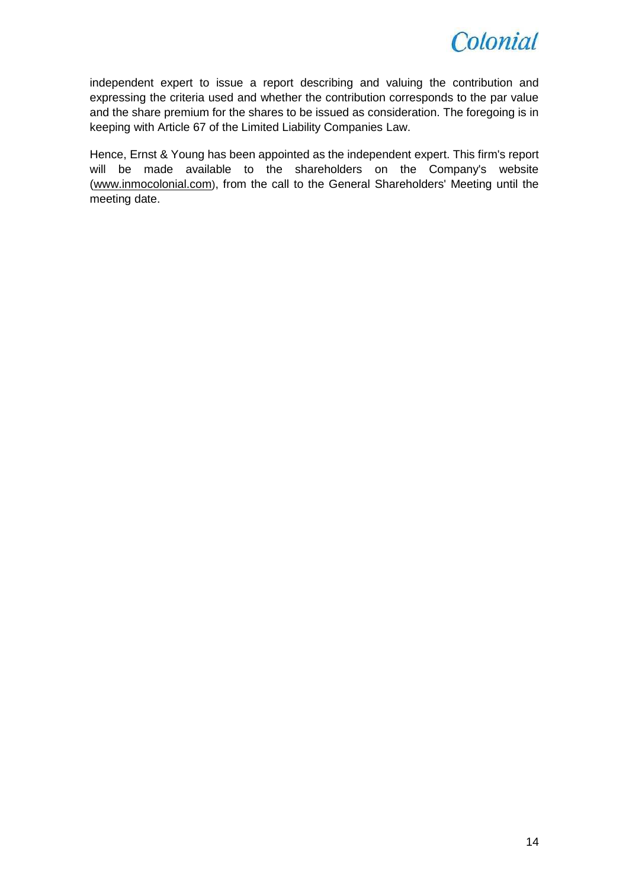independent expert to issue a report describing and valuing the contribution and expressing the criteria used and whether the contribution corresponds to the par value and the share premium for the shares to be issued as consideration. The foregoing is in keeping with Article 67 of the Limited Liability Companies Law.

Hence, Ernst & Young has been appointed as the independent expert. This firm's report will be made available to the shareholders on the Company's website (www.inmocolonial.com), from the call to the General Shareholders' Meeting until the meeting date.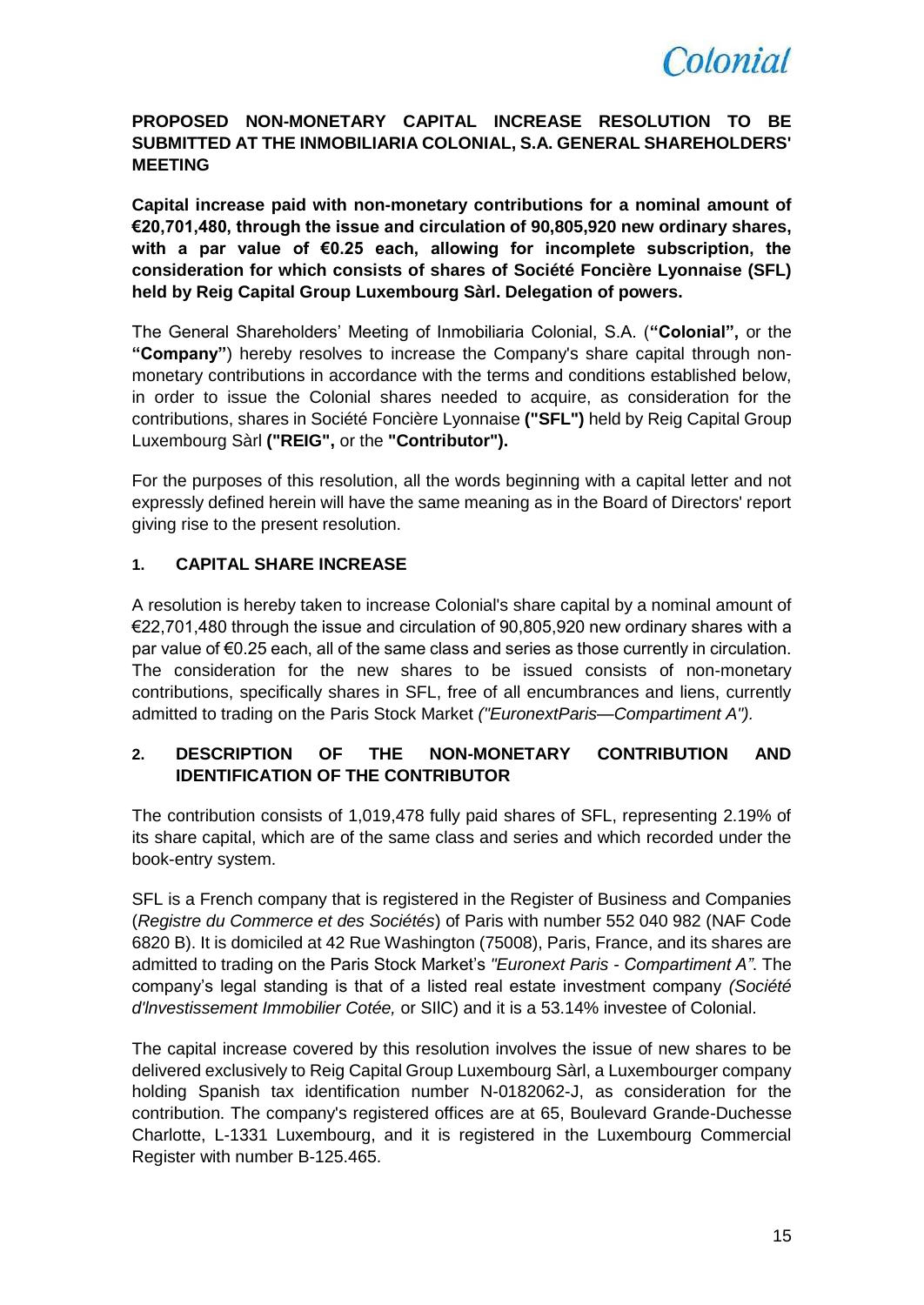**PROPOSED NON-MONETARY CAPITAL INCREASE RESOLUTION TO BE SUBMITTED AT THE INMOBILIARIA COLONIAL, S.A. GENERAL SHAREHOLDERS' MEETING**

**Capital increase paid with non-monetary contributions for a nominal amount of €20,701,480, through the issue and circulation of 90,805,920 new ordinary shares, with a par value of €0.25 each, allowing for incomplete subscription, the consideration for which consists of shares of Société Foncière Lyonnaise (SFL) held by Reig Capital Group Luxembourg Sàrl. Delegation of powers.**

The General Shareholders' Meeting of Inmobiliaria Colonial, S.A. (**"Colonial",** or the **"Company"**) hereby resolves to increase the Company's share capital through non-monetary contributions in accordance with the terms and conditions established below, in order to issue the Colonial shares needed to acquire, as consideration for the contributions, shares in Société Foncière Lyonnaise **("SFL")** held by Reig Capital Group Luxembourg Sàrl **("REIG",** or the **"Contributor").**

For the purposes of this resolution, all the words beginning with a capital letter and not expressly defined herein will have the same meaning as in the Board of Directors' report giving rise to the present resolution.

## 1. CAPITAL SHARE INCREASE

A resolution is hereby taken to increase Colonial's share capital by a nominal amount of €22,701,480 through the issue and circulation of 90,805,920 new ordinary shares with a par value of €0.25 each, all of the same class and series as those currently in circulation. The consideration for the new shares to be issued consists of non-monetary contributions, specifically shares in SFL, free of all encumbrances and liens, currently admitted to trading on the Paris Stock Market *("EuronextParis—Compartiment A").*

## 2. DESCRIPTION OF THE NON-MONETARY CONTRIBUTION AND IDENTIFICATION OF THE CONTRIBUTOR

The contribution consists of 1,019,478 fully paid shares of SFL, representing 2.19% of its share capital, which are of the same class and series and which recorded under the book-entry system.

SFL is a French company that is registered in the Register of Business and Companies (*Registre du Commerce et des Sociétés*) of Paris with number 552 040 982 (NAF Code 6820 B). It is domiciled at 42 Rue Washington (75008), Paris, France, and its shares are admitted to trading on the Paris Stock Market's *"Euronext Paris - Compartiment A"*. The company's legal standing is that of a listed real estate investment company *(Société d'lnvestissement Immobilier Cotée,* or SIIC) and it is a 53.14% investee of Colonial.

The capital increase covered by this resolution involves the issue of new shares to be delivered exclusively to Reig Capital Group Luxembourg Sàrl, a Luxembourger company holding Spanish tax identification number N-0182062-J, as consideration for the contribution. The company's registered offices are at 65, Boulevard Grande-Duchesse Charlotte, L-1331 Luxembourg, and it is registered in the Luxembourg Commercial Register with number B-125.465.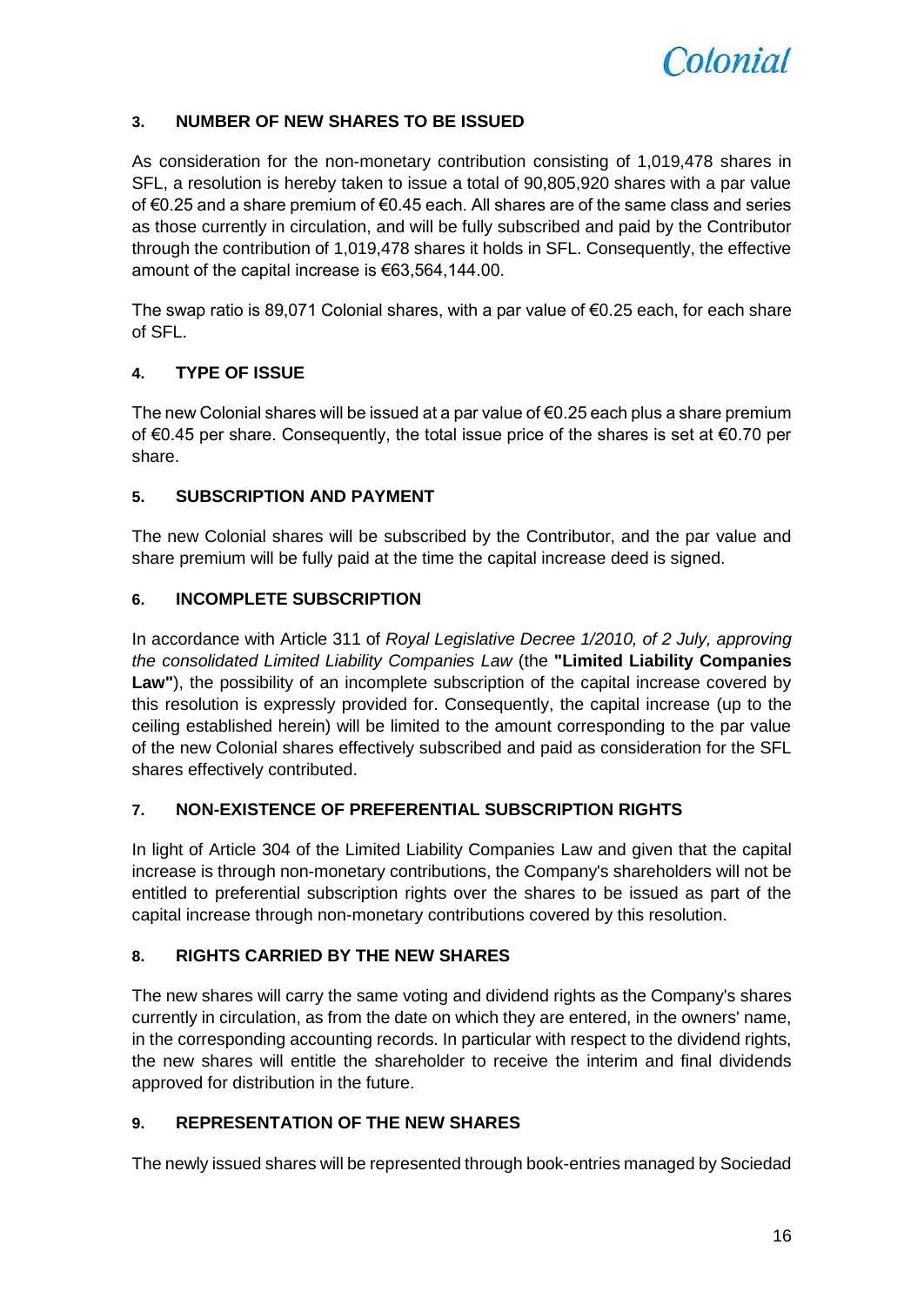## 3. NUMBER OF NEW SHARES TO BE ISSUED

As consideration for the non-monetary contribution consisting of 1,019,478 shares in SFL, a resolution is hereby taken to issue a total of 90,805,920 shares with a par value of €0.25 and a share premium of €0.45 each. All shares are of the same class and series as those currently in circulation, and will be fully subscribed and paid by the Contributor through the contribution of 1,019,478 shares it holds in SFL. Consequently, the effective amount of the capital increase is €63,564,144.00.

The swap ratio is 89,071 Colonial shares, with a par value of €0.25 each, for each share of SFL.

## 4. TYPE OF ISSUE

The new Colonial shares will be issued at a par value of €0.25 each plus a share premium of €0.45 per share. Consequently, the total issue price of the shares is set at €0.70 per share.

## 5. SUBSCRIPTION AND PAYMENT

The new Colonial shares will be subscribed by the Contributor, and the par value and share premium will be fully paid at the time the capital increase deed is signed.

## 6. INCOMPLETE SUBSCRIPTION

In accordance with Article 311 of *Royal Legislative Decree 1/2010, of 2 July, approving the consolidated Limited Liability Companies Law* (the **"Limited Liability Companies Law"**), the possibility of an incomplete subscription of the capital increase covered by this resolution is expressly provided for. Consequently, the capital increase (up to the ceiling established herein) will be limited to the amount corresponding to the par value of the new Colonial shares effectively subscribed and paid as consideration for the SFL shares effectively contributed.

## 7. NON-EXISTENCE OF PREFERENTIAL SUBSCRIPTION RIGHTS

In light of Article 304 of the Limited Liability Companies Law and given that the capital increase is through non-monetary contributions, the Company's shareholders will not be entitled to preferential subscription rights over the shares to be issued as part of the capital increase through non-monetary contributions covered by this resolution.

## 8. RIGHTS CARRIED BY THE NEW SHARES

The new shares will carry the same voting and dividend rights as the Company's shares currently in circulation, as from the date on which they are entered, in the owners' name, in the corresponding accounting records. In particular with respect to the dividend rights, the new shares will entitle the shareholder to receive the interim and final dividends approved for distribution in the future.

## 9. REPRESENTATION OF THE NEW SHARES

The newly issued shares will be represented through book-entries managed by Sociedad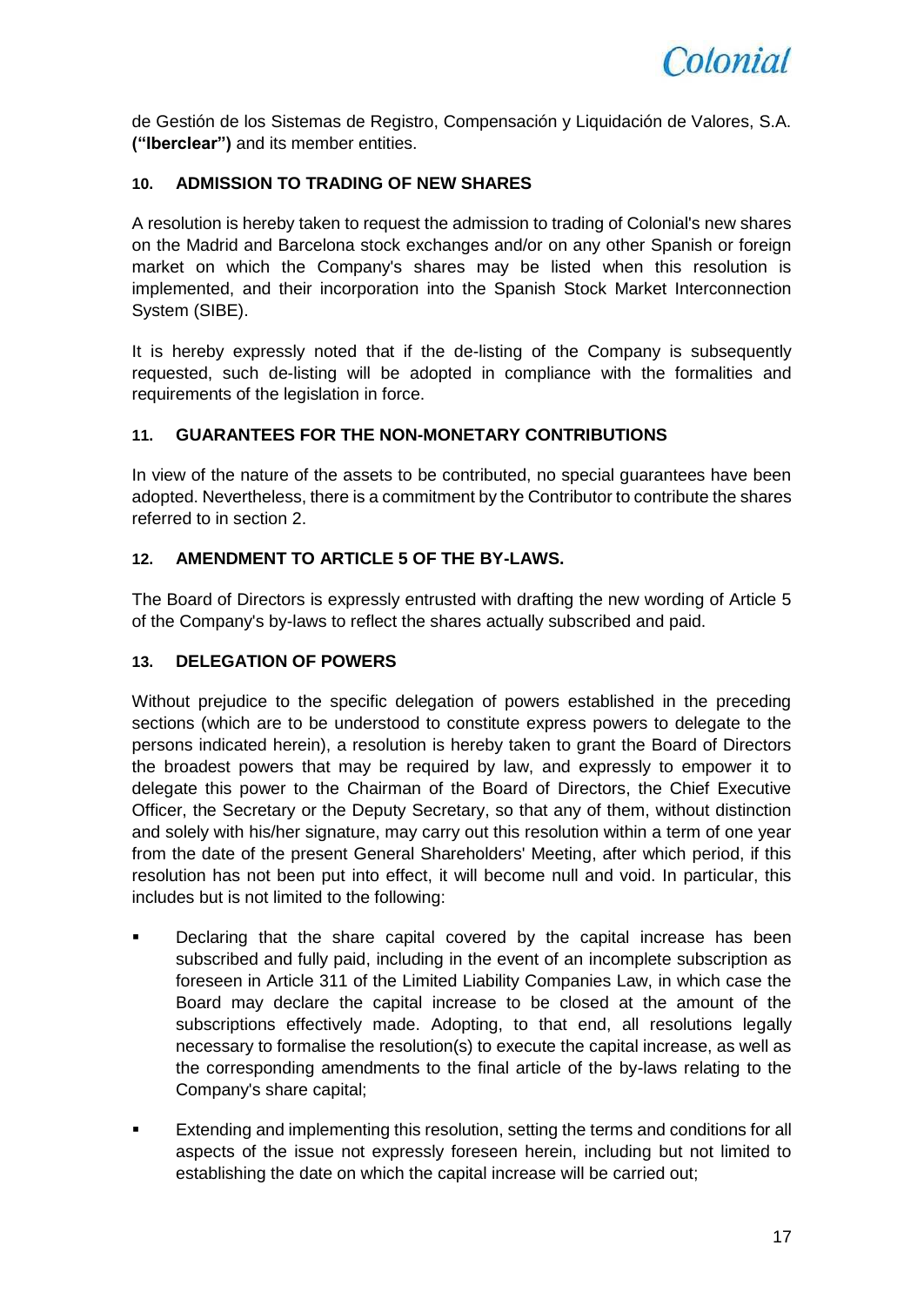de Gestión de los Sistemas de Registro, Compensación y Liquidación de Valores, S.A. **("Iberclear")** and its member entities.

### 10. ADMISSION TO TRADING OF NEW SHARES

A resolution is hereby taken to request the admission to trading of Colonial's new shares on the Madrid and Barcelona stock exchanges and/or on any other Spanish or foreign market on which the Company's shares may be listed when this resolution is implemented, and their incorporation into the Spanish Stock Market Interconnection System (SIBE).

It is hereby expressly noted that if the de-listing of the Company is subsequently requested, such de-listing will be adopted in compliance with the formalities and requirements of the legislation in force.

### 11. GUARANTEES FOR THE NON-MONETARY CONTRIBUTIONS

In view of the nature of the assets to be contributed, no special guarantees have been adopted. Nevertheless, there is a commitment by the Contributor to contribute the shares referred to in section 2.

### 12. AMENDMENT TO ARTICLE 5 OF THE BY-LAWS.

The Board of Directors is expressly entrusted with drafting the new wording of Article 5 of the Company's by-laws to reflect the shares actually subscribed and paid.

### 13. DELEGATION OF POWERS

Without prejudice to the specific delegation of powers established in the preceding sections (which are to be understood to constitute express powers to delegate to the persons indicated herein), a resolution is hereby taken to grant the Board of Directors the broadest powers that may be required by law, and expressly to empower it to delegate this power to the Chairman of the Board of Directors, the Chief Executive Officer, the Secretary or the Deputy Secretary, so that any of them, without distinction and solely with his/her signature, may carry out this resolution within a term of one year from the date of the present General Shareholders' Meeting, after which period, if this resolution has not been put into effect, it will become null and void. In particular, this includes but is not limited to the following:

- Declaring that the share capital covered by the capital increase has been subscribed and fully paid, including in the event of an incomplete subscription as foreseen in Article 311 of the Limited Liability Companies Law, in which case the Board may declare the capital increase to be closed at the amount of the subscriptions effectively made. Adopting, to that end, all resolutions legally necessary to formalise the resolution(s) to execute the capital increase, as well as the corresponding amendments to the final article of the by-laws relating to the Company's share capital;

- Extending and implementing this resolution, setting the terms and conditions for all aspects of the issue not expressly foreseen herein, including but not limited to establishing the date on which the capital increase will be carried out;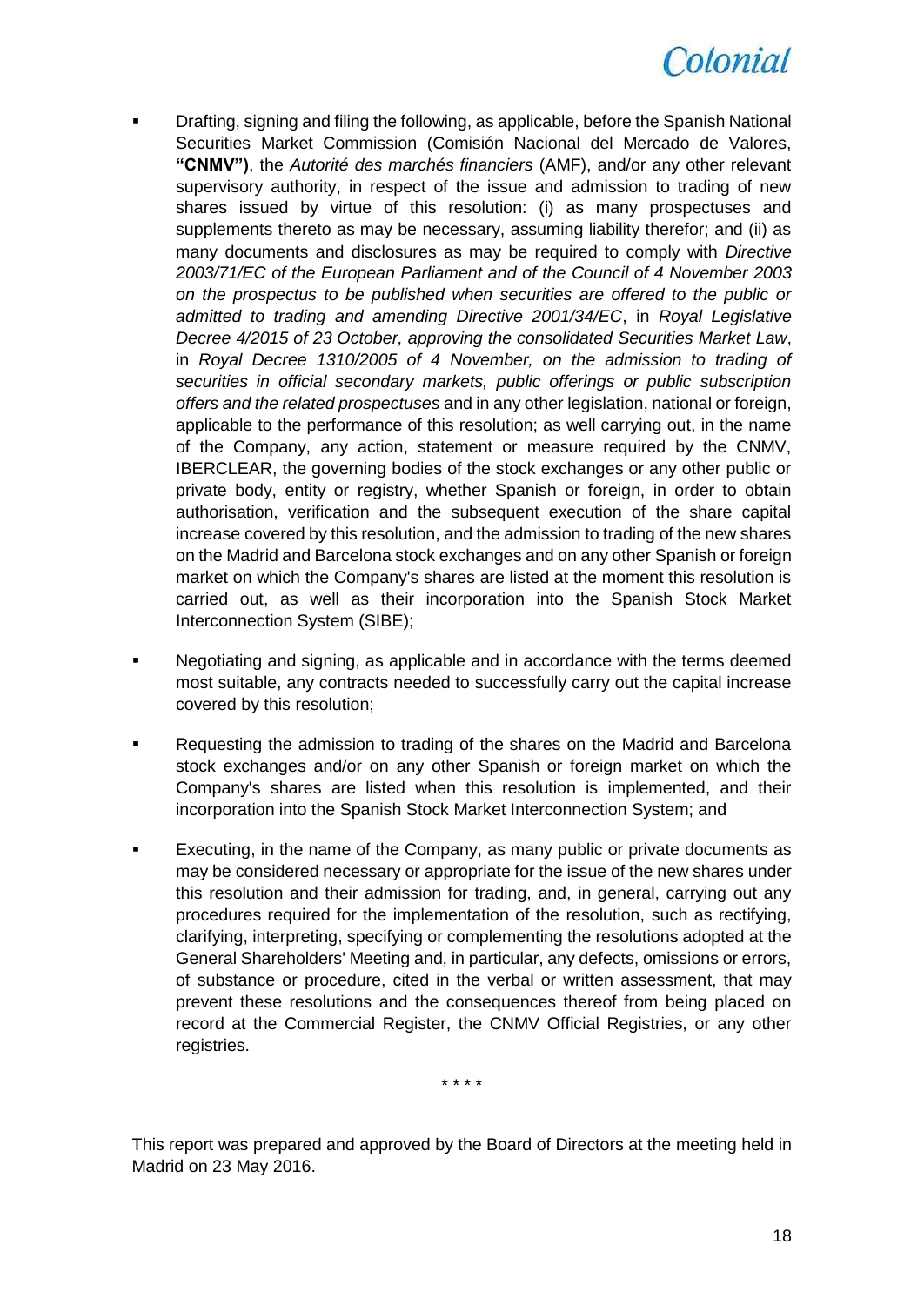- Drafting, signing and filing the following, as applicable, before the Spanish National Securities Market Commission (Comisión Nacional del Mercado de Valores, **"CNMV")**, the *Autorité des marchés financiers* (AMF), and/or any other relevant supervisory authority, in respect of the issue and admission to trading of new shares issued by virtue of this resolution: (i) as many prospectuses and supplements thereto as may be necessary, assuming liability therefor; and (ii) as many documents and disclosures as may be required to comply with *Directive 2003/71/EC of the European Parliament and of the Council of 4 November 2003 on the prospectus to be published when securities are offered to the public or admitted to trading and amending Directive 2001/34/EC*, in *Royal Legislative Decree 4/2015 of 23 October, approving the consolidated Securities Market Law*, in *Royal Decree 1310/2005 of 4 November, on the admission to trading of securities in official secondary markets, public offerings or public subscription offers and the related prospectuses* and in any other legislation, national or foreign, applicable to the performance of this resolution; as well carrying out, in the name of the Company, any action, statement or measure required by the CNMV, IBERCLEAR, the governing bodies of the stock exchanges or any other public or private body, entity or registry, whether Spanish or foreign, in order to obtain authorisation, verification and the subsequent execution of the share capital increase covered by this resolution, and the admission to trading of the new shares on the Madrid and Barcelona stock exchanges and on any other Spanish or foreign market on which the Company's shares are listed at the moment this resolution is carried out, as well as their incorporation into the Spanish Stock Market Interconnection System (SIBE);

- Negotiating and signing, as applicable and in accordance with the terms deemed most suitable, any contracts needed to successfully carry out the capital increase covered by this resolution;

- Requesting the admission to trading of the shares on the Madrid and Barcelona stock exchanges and/or on any other Spanish or foreign market on which the Company's shares are listed when this resolution is implemented, and their incorporation into the Spanish Stock Market Interconnection System; and

- Executing, in the name of the Company, as many public or private documents as may be considered necessary or appropriate for the issue of the new shares under this resolution and their admission for trading, and, in general, carrying out any procedures required for the implementation of the resolution, such as rectifying, clarifying, interpreting, specifying or complementing the resolutions adopted at the General Shareholders' Meeting and, in particular, any defects, omissions or errors, of substance or procedure, cited in the verbal or written assessment, that may prevent these resolutions and the consequences thereof from being placed on record at the Commercial Register, the CNMV Official Registries, or any other registries.

\* \* \* \*

This report was prepared and approved by the Board of Directors at the meeting held in Madrid on 23 May 2016.